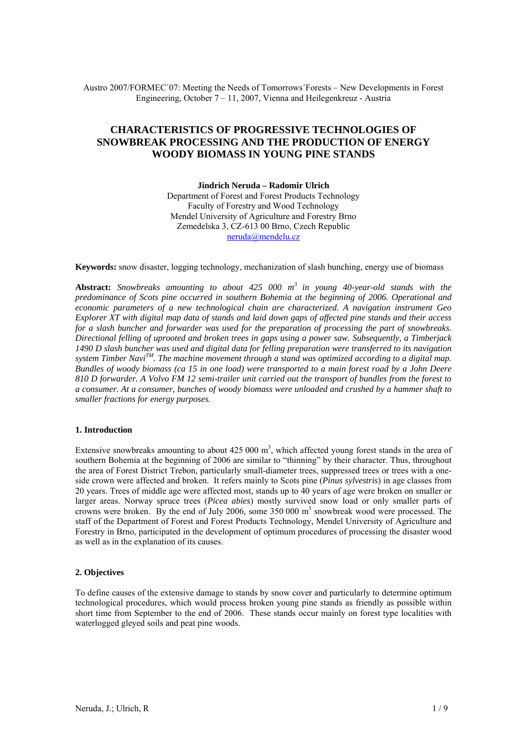Austro 2007/FORMEC´07: Meeting the Needs of Tomorrows´Forests – New Developments in Forest Engineering, October 7 – 11, 2007, Vienna and Heilegenkreuz - Austria

# CHARACTERISTICS OF PROGRESSIVE TECHNOLOGIES OF SNOWBREAK PROCESSING AND THE PRODUCTION OF ENERGY WOODY BIOMASS IN YOUNG PINE STANDS

**Jindrich Neruda – Radomir Ulrich**
Department of Forest and Forest Products Technology
Faculty of Forestry and Wood Technology
Mendel University of Agriculture and Forestry Brno
Zemedelska 3, CZ-613 00 Brno, Czech Republic
neruda@mendelu.cz

**Keywords:** snow disaster, logging technology, mechanization of slash bunching, energy use of biomass

**Abstract:** *Snowbreaks amounting to about 425 000 m*$^3$ *in young 40-year-old stands with the predominance of Scots pine occurred in southern Bohemia at the beginning of 2006. Operational and economic parameters of a new technological chain are characterized. A navigation instrument Geo Explorer XT with digital map data of stands and laid down gaps of affected pine stands and their access for a slash buncher and forwarder was used for the preparation of processing the part of snowbreaks. Directional felling of uprooted and broken trees in gaps using a power saw. Subsequently, a Timberjack 1490 D slash buncher was used and digital data for felling preparation were transferred to its navigation system Timber Navi*$^{TM}$*. The machine movement through a stand was optimized according to a digital map. Bundles of woody biomass (ca 15 in one load) were transported to a main forest road by a John Deere 810 D forwarder. A Volvo FM 12 semi-trailer unit carried out the transport of bundles from the forest to a consumer. At a consumer, bunches of woody biomass were unloaded and crushed by a hammer shaft to smaller fractions for energy purposes.*

## 1. Introduction

Extensive snowbreaks amounting to about 425 000 m$^3$, which affected young forest stands in the area of southern Bohemia at the beginning of 2006 are similar to "thinning" by their character. Thus, throughout the area of Forest District Trebon, particularly small-diameter trees, suppressed trees or trees with a one-side crown were affected and broken. It refers mainly to Scots pine (*Pinus sylvestris*) in age classes from 20 years. Trees of middle age were affected most, stands up to 40 years of age were broken on smaller or larger areas. Norway spruce trees (*Picea abies*) mostly survived snow load or only smaller parts of crowns were broken. By the end of July 2006, some 350 000 m$^3$ snowbreak wood were processed. The staff of the Department of Forest and Forest Products Technology, Mendel University of Agriculture and Forestry in Brno, participated in the development of optimum procedures of processing the disaster wood as well as in the explanation of its causes.

## 2. Objectives

To define causes of the extensive damage to stands by snow cover and particularly to determine optimum technological procedures, which would process broken young pine stands as friendly as possible within short time from September to the end of 2006. These stands occur mainly on forest type localities with waterlogged gleyed soils and peat pine woods.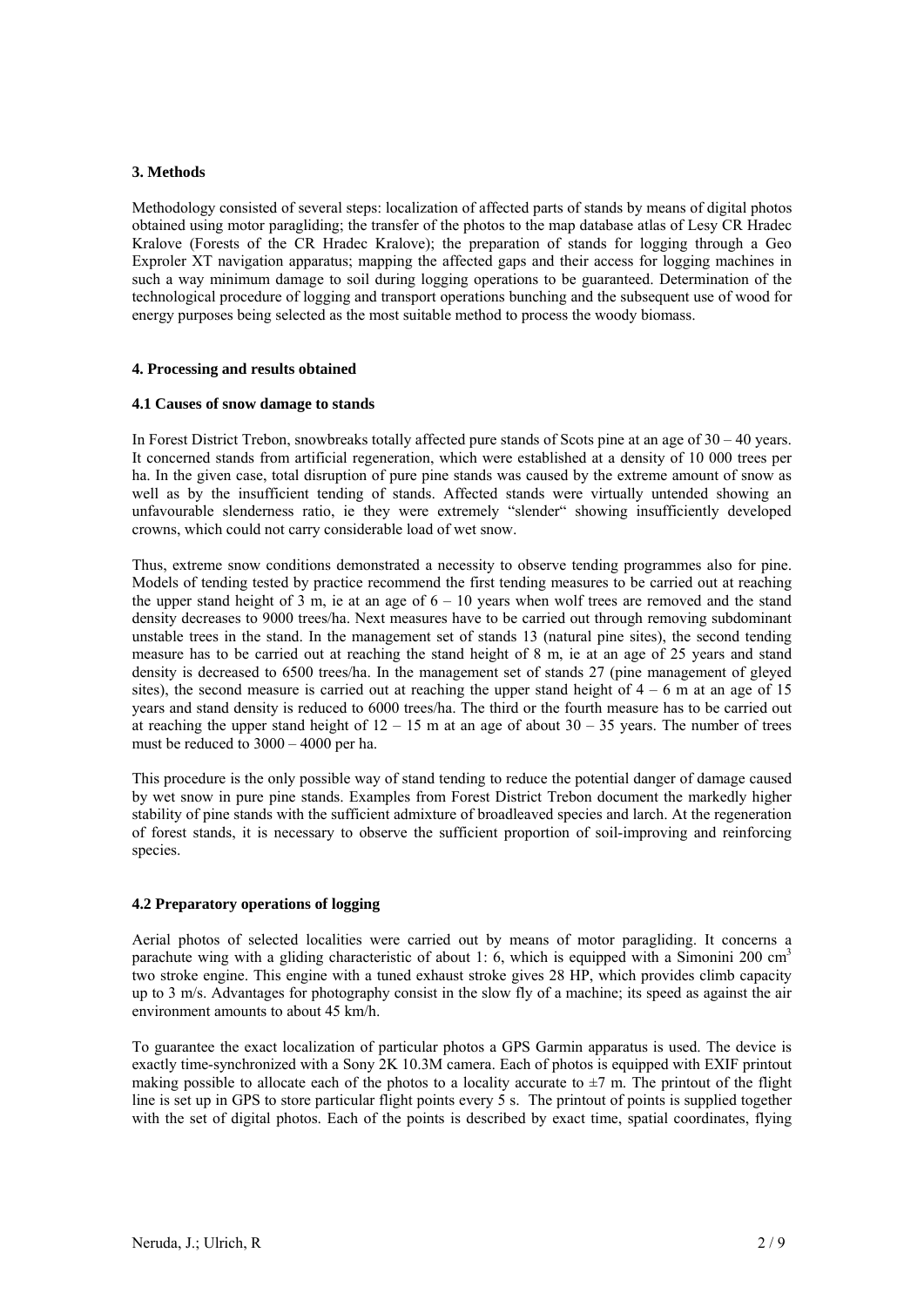## 3. Methods

Methodology consisted of several steps: localization of affected parts of stands by means of digital photos obtained using motor paragliding; the transfer of the photos to the map database atlas of Lesy CR Hradec Kralove (Forests of the CR Hradec Kralove); the preparation of stands for logging through a Geo Exproler XT navigation apparatus; mapping the affected gaps and their access for logging machines in such a way minimum damage to soil during logging operations to be guaranteed. Determination of the technological procedure of logging and transport operations bunching and the subsequent use of wood for energy purposes being selected as the most suitable method to process the woody biomass.

## 4. Processing and results obtained

### 4.1 Causes of snow damage to stands

In Forest District Trebon, snowbreaks totally affected pure stands of Scots pine at an age of 30 – 40 years. It concerned stands from artificial regeneration, which were established at a density of 10 000 trees per ha. In the given case, total disruption of pure pine stands was caused by the extreme amount of snow as well as by the insufficient tending of stands. Affected stands were virtually untended showing an unfavourable slenderness ratio, ie they were extremely "slender" showing insufficiently developed crowns, which could not carry considerable load of wet snow.

Thus, extreme snow conditions demonstrated a necessity to observe tending programmes also for pine. Models of tending tested by practice recommend the first tending measures to be carried out at reaching the upper stand height of 3 m, ie at an age of 6 – 10 years when wolf trees are removed and the stand density decreases to 9000 trees/ha. Next measures have to be carried out through removing subdominant unstable trees in the stand. In the management set of stands 13 (natural pine sites), the second tending measure has to be carried out at reaching the stand height of 8 m, ie at an age of 25 years and stand density is decreased to 6500 trees/ha. In the management set of stands 27 (pine management of gleyed sites), the second measure is carried out at reaching the upper stand height of 4 – 6 m at an age of 15 years and stand density is reduced to 6000 trees/ha. The third or the fourth measure has to be carried out at reaching the upper stand height of 12 – 15 m at an age of about 30 – 35 years. The number of trees must be reduced to 3000 – 4000 per ha.

This procedure is the only possible way of stand tending to reduce the potential danger of damage caused by wet snow in pure pine stands. Examples from Forest District Trebon document the markedly higher stability of pine stands with the sufficient admixture of broadleaved species and larch. At the regeneration of forest stands, it is necessary to observe the sufficient proportion of soil-improving and reinforcing species.

### 4.2 Preparatory operations of logging

Aerial photos of selected localities were carried out by means of motor paragliding. It concerns a parachute wing with a gliding characteristic of about 1: 6, which is equipped with a Simonini 200 $cm^3$ two stroke engine. This engine with a tuned exhaust stroke gives 28 HP, which provides climb capacity up to 3 m/s. Advantages for photography consist in the slow fly of a machine; its speed as against the air environment amounts to about 45 km/h.

To guarantee the exact localization of particular photos a GPS Garmin apparatus is used. The device is exactly time-synchronized with a Sony 2K 10.3M camera. Each of photos is equipped with EXIF printout making possible to allocate each of the photos to a locality accurate to $\pm 7$ m. The printout of the flight line is set up in GPS to store particular flight points every 5 s. The printout of points is supplied together with the set of digital photos. Each of the points is described by exact time, spatial coordinates, flying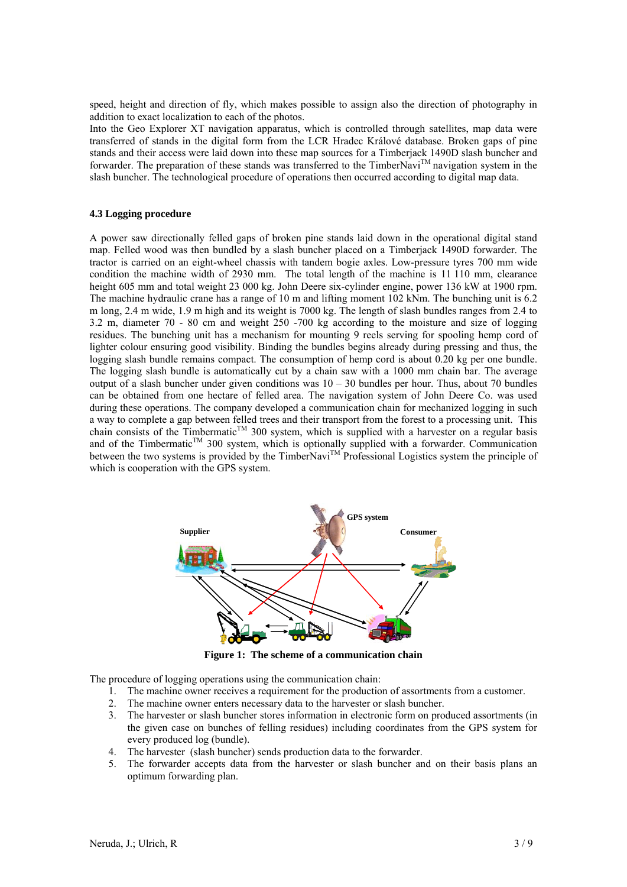speed, height and direction of fly, which makes possible to assign also the direction of photography in addition to exact localization to each of the photos.
Into the Geo Explorer XT navigation apparatus, which is controlled through satellites, map data were transferred of stands in the digital form from the LCR Hradec Králové database. Broken gaps of pine stands and their access were laid down into these map sources for a Timberjack 1490D slash buncher and forwarder. The preparation of these stands was transferred to the TimberNavi™ navigation system in the slash buncher. The technological procedure of operations then occurred according to digital map data.

### 4.3 Logging procedure

A power saw directionally felled gaps of broken pine stands laid down in the operational digital stand map. Felled wood was then bundled by a slash buncher placed on a Timberjack 1490D forwarder. The tractor is carried on an eight-wheel chassis with tandem bogie axles. Low-pressure tyres 700 mm wide condition the machine width of 2930 mm. The total length of the machine is 11 110 mm, clearance height 605 mm and total weight 23 000 kg. John Deere six-cylinder engine, power 136 kW at 1900 rpm. The machine hydraulic crane has a range of 10 m and lifting moment 102 kNm. The bunching unit is 6.2 m long, 2.4 m wide, 1.9 m high and its weight is 7000 kg. The length of slash bundles ranges from 2.4 to 3.2 m, diameter 70 - 80 cm and weight 250 -700 kg according to the moisture and size of logging residues. The bunching unit has a mechanism for mounting 9 reels serving for spooling hemp cord of lighter colour ensuring good visibility. Binding the bundles begins already during pressing and thus, the logging slash bundle remains compact. The consumption of hemp cord is about 0.20 kg per one bundle. The logging slash bundle is automatically cut by a chain saw with a 1000 mm chain bar. The average output of a slash buncher under given conditions was 10 – 30 bundles per hour. Thus, about 70 bundles can be obtained from one hectare of felled area. The navigation system of John Deere Co. was used during these operations. The company developed a communication chain for mechanized logging in such a way to complete a gap between felled trees and their transport from the forest to a processing unit. This chain consists of the Timbermatic™ 300 system, which is supplied with a harvester on a regular basis and of the Timbermatic™ 300 system, which is optionally supplied with a forwarder. Communication between the two systems is provided by the TimberNavi™ Professional Logistics system the principle of which is cooperation with the GPS system.

Supplier GPS system Consumer

**Figure 1: The scheme of a communication chain**

The procedure of logging operations using the communication chain:

1. The machine owner receives a requirement for the production of assortments from a customer.
2. The machine owner enters necessary data to the harvester or slash buncher.
3. The harvester or slash buncher stores information in electronic form on produced assortments (in the given case on bunches of felling residues) including coordinates from the GPS system for every produced log (bundle).
4. The harvester (slash buncher) sends production data to the forwarder.
5. The forwarder accepts data from the harvester or slash buncher and on their basis plans an optimum forwarding plan.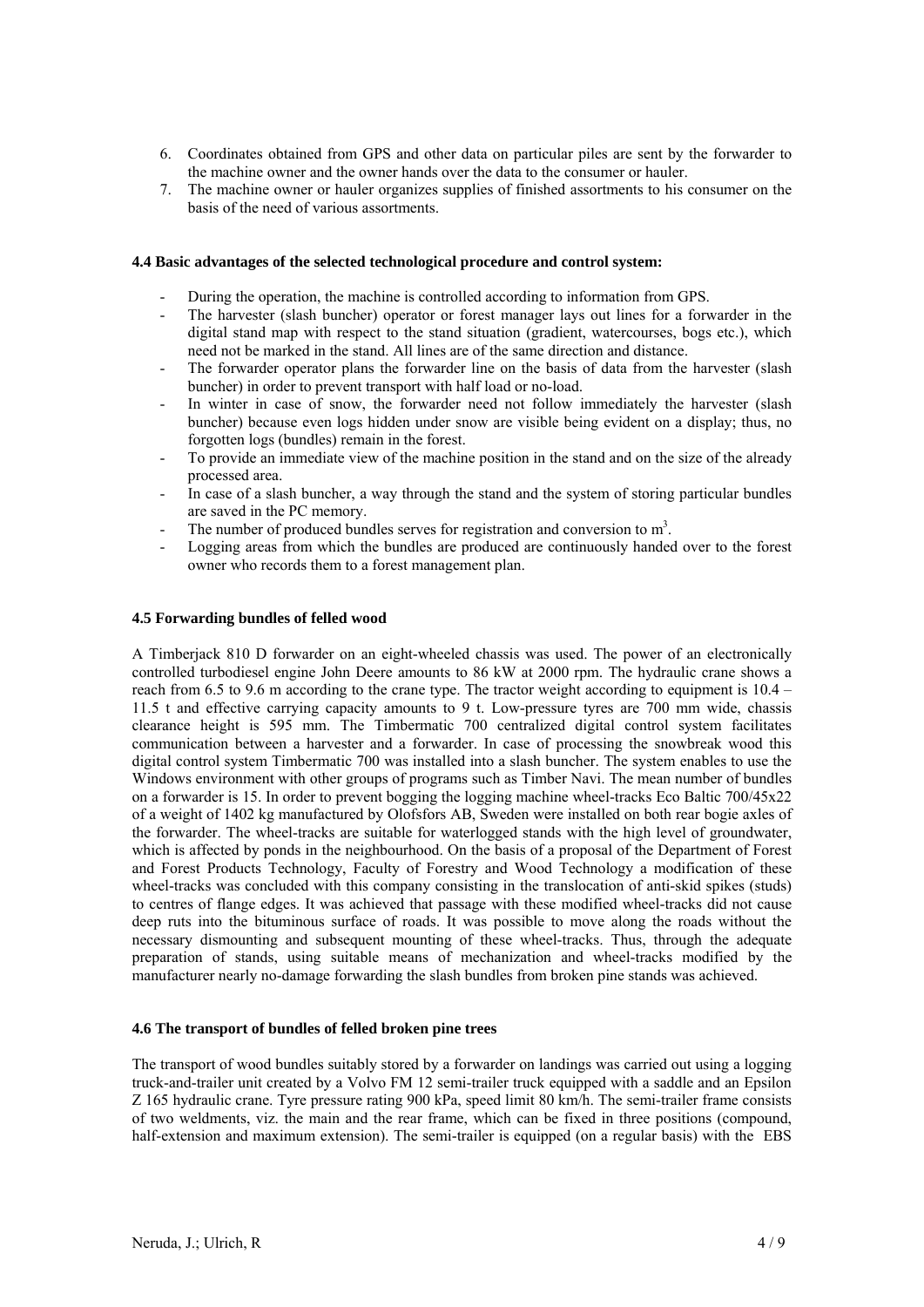6. Coordinates obtained from GPS and other data on particular piles are sent by the forwarder to the machine owner and the owner hands over the data to the consumer or hauler.
7. The machine owner or hauler organizes supplies of finished assortments to his consumer on the basis of the need of various assortments.

#### 4.4 Basic advantages of the selected technological procedure and control system:

- During the operation, the machine is controlled according to information from GPS.
- The harvester (slash buncher) operator or forest manager lays out lines for a forwarder in the digital stand map with respect to the stand situation (gradient, watercourses, bogs etc.), which need not be marked in the stand. All lines are of the same direction and distance.
- The forwarder operator plans the forwarder line on the basis of data from the harvester (slash buncher) in order to prevent transport with half load or no-load.
- In winter in case of snow, the forwarder need not follow immediately the harvester (slash buncher) because even logs hidden under snow are visible being evident on a display; thus, no forgotten logs (bundles) remain in the forest.
- To provide an immediate view of the machine position in the stand and on the size of the already processed area.
- In case of a slash buncher, a way through the stand and the system of storing particular bundles are saved in the PC memory.
- The number of produced bundles serves for registration and conversion to $m^3$.
- Logging areas from which the bundles are produced are continuously handed over to the forest owner who records them to a forest management plan.

#### 4.5 Forwarding bundles of felled wood

A Timberjack 810 D forwarder on an eight-wheeled chassis was used. The power of an electronically controlled turbodiesel engine John Deere amounts to 86 kW at 2000 rpm. The hydraulic crane shows a reach from 6.5 to 9.6 m according to the crane type. The tractor weight according to equipment is 10.4 – 11.5 t and effective carrying capacity amounts to 9 t. Low-pressure tyres are 700 mm wide, chassis clearance height is 595 mm. The Timbermatic 700 centralized digital control system facilitates communication between a harvester and a forwarder. In case of processing the snowbreak wood this digital control system Timbermatic 700 was installed into a slash buncher. The system enables to use the Windows environment with other groups of programs such as Timber Navi. The mean number of bundles on a forwarder is 15. In order to prevent bogging the logging machine wheel-tracks Eco Baltic 700/45x22 of a weight of 1402 kg manufactured by Olofsfors AB, Sweden were installed on both rear bogie axles of the forwarder. The wheel-tracks are suitable for waterlogged stands with the high level of groundwater, which is affected by ponds in the neighbourhood. On the basis of a proposal of the Department of Forest and Forest Products Technology, Faculty of Forestry and Wood Technology a modification of these wheel-tracks was concluded with this company consisting in the translocation of anti-skid spikes (studs) to centres of flange edges. It was achieved that passage with these modified wheel-tracks did not cause deep ruts into the bituminous surface of roads. It was possible to move along the roads without the necessary dismounting and subsequent mounting of these wheel-tracks. Thus, through the adequate preparation of stands, using suitable means of mechanization and wheel-tracks modified by the manufacturer nearly no-damage forwarding the slash bundles from broken pine stands was achieved.

#### 4.6 The transport of bundles of felled broken pine trees

The transport of wood bundles suitably stored by a forwarder on landings was carried out using a logging truck-and-trailer unit created by a Volvo FM 12 semi-trailer truck equipped with a saddle and an Epsilon Z 165 hydraulic crane. Tyre pressure rating 900 kPa, speed limit 80 km/h. The semi-trailer frame consists of two weldments, viz. the main and the rear frame, which can be fixed in three positions (compound, half-extension and maximum extension). The semi-trailer is equipped (on a regular basis) with the EBS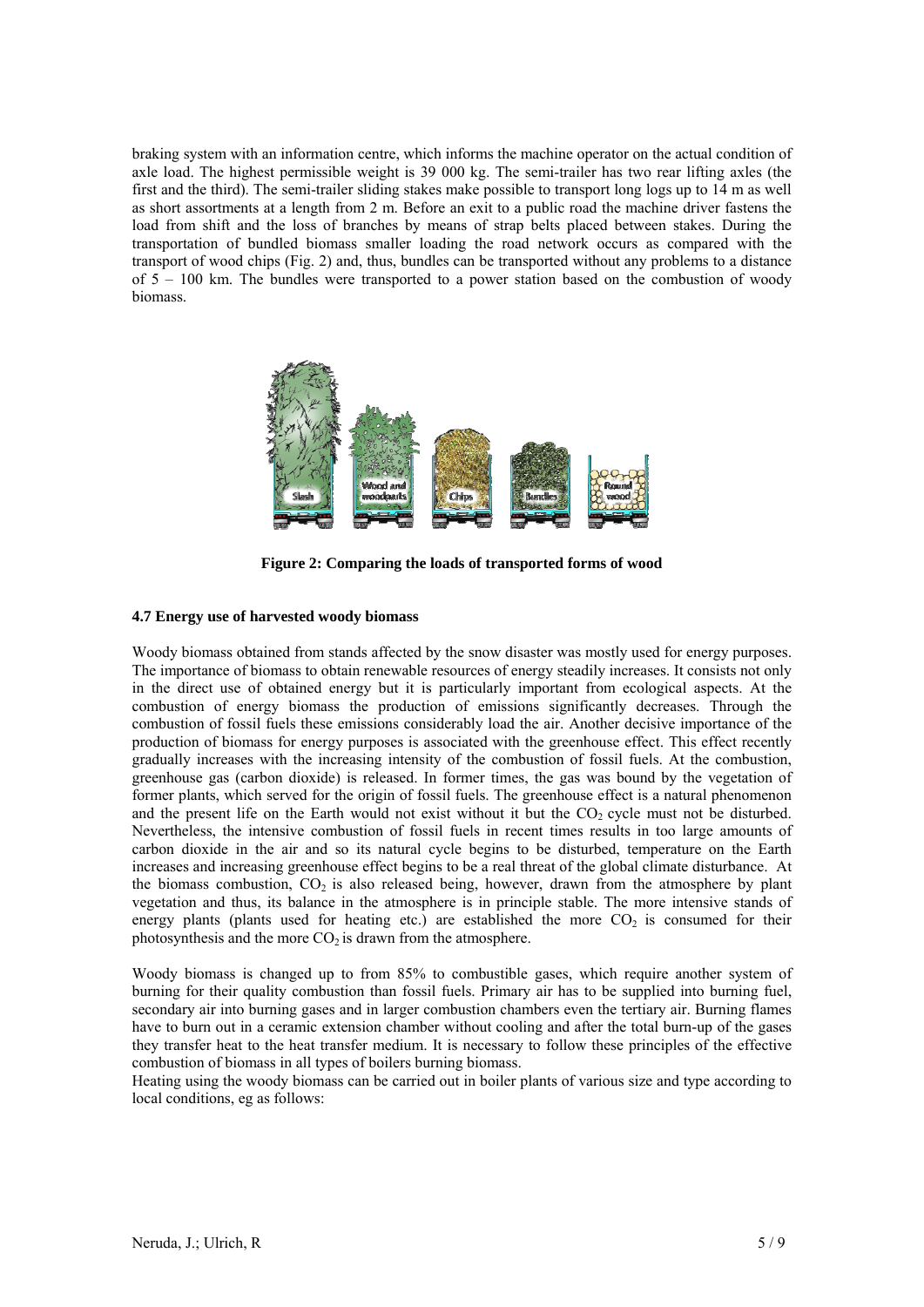braking system with an information centre, which informs the machine operator on the actual condition of axle load. The highest permissible weight is 39 000 kg. The semi-trailer has two rear lifting axles (the first and the third). The semi-trailer sliding stakes make possible to transport long logs up to 14 m as well as short assortments at a length from 2 m. Before an exit to a public road the machine driver fastens the load from shift and the loss of branches by means of strap belts placed between stakes. During the transportation of bundled biomass smaller loading the road network occurs as compared with the transport of wood chips (Fig. 2) and, thus, bundles can be transported without any problems to a distance of 5 – 100 km. The bundles were transported to a power station based on the combustion of woody biomass.

**Figure 2: Comparing the loads of transported forms of wood**

### 4.7 Energy use of harvested woody biomass

Woody biomass obtained from stands affected by the snow disaster was mostly used for energy purposes. The importance of biomass to obtain renewable resources of energy steadily increases. It consists not only in the direct use of obtained energy but it is particularly important from ecological aspects. At the combustion of energy biomass the production of emissions significantly decreases. Through the combustion of fossil fuels these emissions considerably load the air. Another decisive importance of the production of biomass for energy purposes is associated with the greenhouse effect. This effect recently gradually increases with the increasing intensity of the combustion of fossil fuels. At the combustion, greenhouse gas (carbon dioxide) is released. In former times, the gas was bound by the vegetation of former plants, which served for the origin of fossil fuels. The greenhouse effect is a natural phenomenon and the present life on the Earth would not exist without it but the $CO_2$ cycle must not be disturbed. Nevertheless, the intensive combustion of fossil fuels in recent times results in too large amounts of carbon dioxide in the air and so its natural cycle begins to be disturbed, temperature on the Earth increases and increasing greenhouse effect begins to be a real threat of the global climate disturbance. At the biomass combustion, $CO_2$ is also released being, however, drawn from the atmosphere by plant vegetation and thus, its balance in the atmosphere is in principle stable. The more intensive stands of energy plants (plants used for heating etc.) are established the more $CO_2$ is consumed for their photosynthesis and the more $CO_2$ is drawn from the atmosphere.

Woody biomass is changed up to from 85% to combustible gases, which require another system of burning for their quality combustion than fossil fuels. Primary air has to be supplied into burning fuel, secondary air into burning gases and in larger combustion chambers even the tertiary air. Burning flames have to burn out in a ceramic extension chamber without cooling and after the total burn-up of the gases they transfer heat to the heat transfer medium. It is necessary to follow these principles of the effective combustion of biomass in all types of boilers burning biomass.

Heating using the woody biomass can be carried out in boiler plants of various size and type according to local conditions, eg as follows: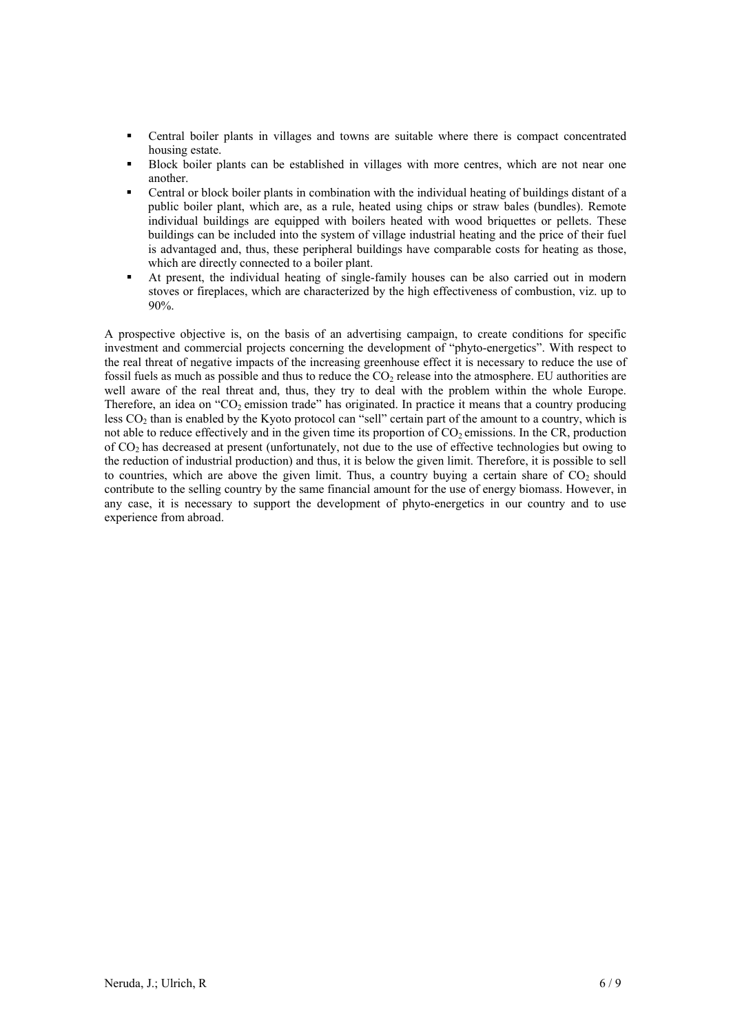- Central boiler plants in villages and towns are suitable where there is compact concentrated housing estate.
- Block boiler plants can be established in villages with more centres, which are not near one another.
- Central or block boiler plants in combination with the individual heating of buildings distant of a public boiler plant, which are, as a rule, heated using chips or straw bales (bundles). Remote individual buildings are equipped with boilers heated with wood briquettes or pellets. These buildings can be included into the system of village industrial heating and the price of their fuel is advantaged and, thus, these peripheral buildings have comparable costs for heating as those, which are directly connected to a boiler plant.
- At present, the individual heating of single-family houses can be also carried out in modern stoves or fireplaces, which are characterized by the high effectiveness of combustion, viz. up to 90%.

A prospective objective is, on the basis of an advertising campaign, to create conditions for specific investment and commercial projects concerning the development of "phyto-energetics". With respect to the real threat of negative impacts of the increasing greenhouse effect it is necessary to reduce the use of fossil fuels as much as possible and thus to reduce the $CO_2$ release into the atmosphere. EU authorities are well aware of the real threat and, thus, they try to deal with the problem within the whole Europe. Therefore, an idea on "$CO_2$ emission trade" has originated. In practice it means that a country producing less $CO_2$ than is enabled by the Kyoto protocol can "sell" certain part of the amount to a country, which is not able to reduce effectively and in the given time its proportion of $CO_2$ emissions. In the CR, production of $CO_2$ has decreased at present (unfortunately, not due to the use of effective technologies but owing to the reduction of industrial production) and thus, it is below the given limit. Therefore, it is possible to sell to countries, which are above the given limit. Thus, a country buying a certain share of $CO_2$ should contribute to the selling country by the same financial amount for the use of energy biomass. However, in any case, it is necessary to support the development of phyto-energetics in our country and to use experience from abroad.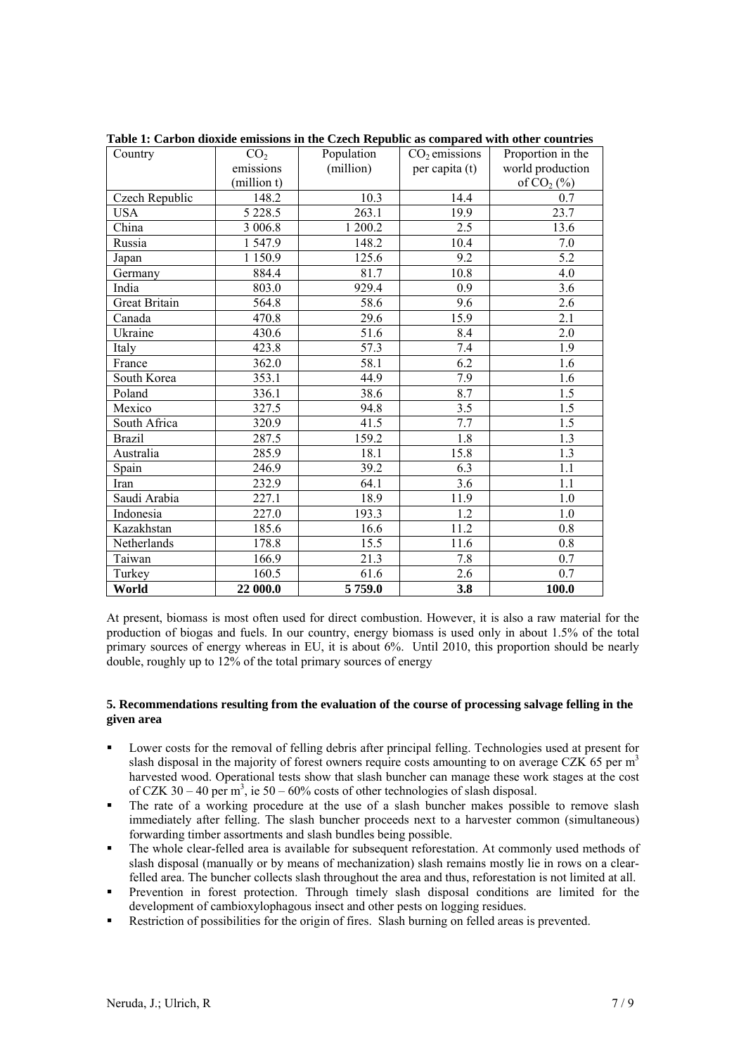**Table 1: Carbon dioxide emissions in the Czech Republic as compared with other countries**

| Country | $CO_2$ emissions (million t) | Population (million) | $CO_2$ emissions per capita (t) | Proportion in the world production of $CO_2$ (%) |
|---|---|---|---|---|
| Czech Republic | 148.2 | 10.3 | 14.4 | 0.7 |
| USA | 5 228.5 | 263.1 | 19.9 | 23.7 |
| China | 3 006.8 | 1 200.2 | 2.5 | 13.6 |
| Russia | 1 547.9 | 148.2 | 10.4 | 7.0 |
| Japan | 1 150.9 | 125.6 | 9.2 | 5.2 |
| Germany | 884.4 | 81.7 | 10.8 | 4.0 |
| India | 803.0 | 929.4 | 0.9 | 3.6 |
| Great Britain | 564.8 | 58.6 | 9.6 | 2.6 |
| Canada | 470.8 | 29.6 | 15.9 | 2.1 |
| Ukraine | 430.6 | 51.6 | 8.4 | 2.0 |
| Italy | 423.8 | 57.3 | 7.4 | 1.9 |
| France | 362.0 | 58.1 | 6.2 | 1.6 |
| South Korea | 353.1 | 44.9 | 7.9 | 1.6 |
| Poland | 336.1 | 38.6 | 8.7 | 1.5 |
| Mexico | 327.5 | 94.8 | 3.5 | 1.5 |
| South Africa | 320.9 | 41.5 | 7.7 | 1.5 |
| Brazil | 287.5 | 159.2 | 1.8 | 1.3 |
| Australia | 285.9 | 18.1 | 15.8 | 1.3 |
| Spain | 246.9 | 39.2 | 6.3 | 1.1 |
| Iran | 232.9 | 64.1 | 3.6 | 1.1 |
| Saudi Arabia | 227.1 | 18.9 | 11.9 | 1.0 |
| Indonesia | 227.0 | 193.3 | 1.2 | 1.0 |
| Kazakhstan | 185.6 | 16.6 | 11.2 | 0.8 |
| Netherlands | 178.8 | 15.5 | 11.6 | 0.8 |
| Taiwan | 166.9 | 21.3 | 7.8 | 0.7 |
| Turkey | 160.5 | 61.6 | 2.6 | 0.7 |
| **World** | **22 000.0** | **5 759.0** | **3.8** | **100.0** |

At present, biomass is most often used for direct combustion. However, it is also a raw material for the production of biogas and fuels. In our country, energy biomass is used only in about 1.5% of the total primary sources of energy whereas in EU, it is about 6%. Until 2010, this proportion should be nearly double, roughly up to 12% of the total primary sources of energy

### 5. Recommendations resulting from the evaluation of the course of processing salvage felling in the given area

- Lower costs for the removal of felling debris after principal felling. Technologies used at present for slash disposal in the majority of forest owners require costs amounting to on average CZK 65 per $m^3$ harvested wood. Operational tests show that slash buncher can manage these work stages at the cost of CZK 30 – 40 per $m^3$, ie 50 – 60% costs of other technologies of slash disposal.
- The rate of a working procedure at the use of a slash buncher makes possible to remove slash immediately after felling. The slash buncher proceeds next to a harvester common (simultaneous) forwarding timber assortments and slash bundles being possible.
- The whole clear-felled area is available for subsequent reforestation. At commonly used methods of slash disposal (manually or by means of mechanization) slash remains mostly lie in rows on a clear-felled area. The buncher collects slash throughout the area and thus, reforestation is not limited at all.
- Prevention in forest protection. Through timely slash disposal conditions are limited for the development of cambioxylophagous insect and other pests on logging residues.
- Restriction of possibilities for the origin of fires. Slash burning on felled areas is prevented.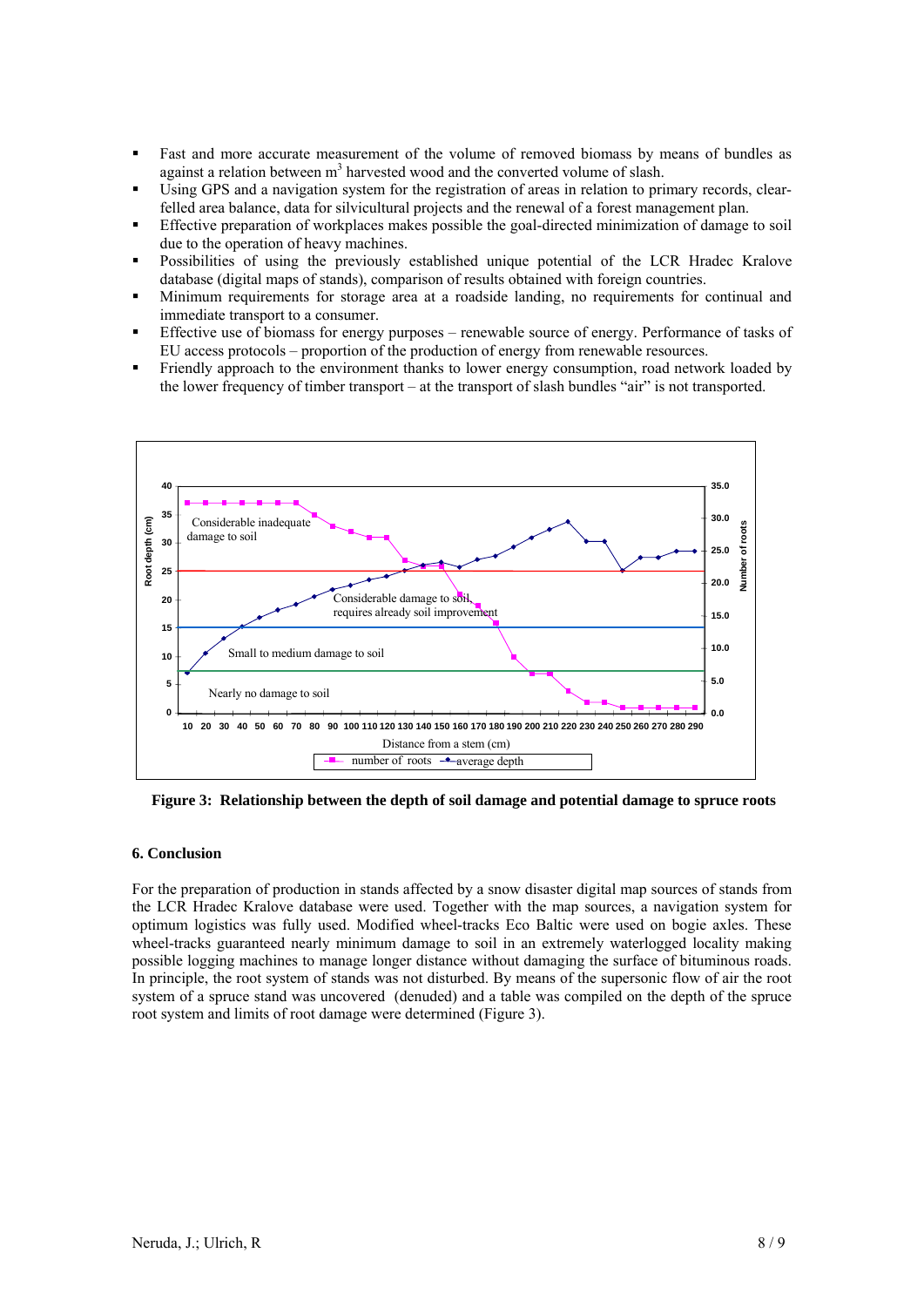- Fast and more accurate measurement of the volume of removed biomass by means of bundles as against a relation between m$^3$ harvested wood and the converted volume of slash.
- Using GPS and a navigation system for the registration of areas in relation to primary records, clear-felled area balance, data for silvicultural projects and the renewal of a forest management plan.
- Effective preparation of workplaces makes possible the goal-directed minimization of damage to soil due to the operation of heavy machines.
- Possibilities of using the previously established unique potential of the LCR Hradec Kralove database (digital maps of stands), comparison of results obtained with foreign countries.
- Minimum requirements for storage area at a roadside landing, no requirements for continual and immediate transport to a consumer.
- Effective use of biomass for energy purposes – renewable source of energy. Performance of tasks of EU access protocols – proportion of the production of energy from renewable resources.
- Friendly approach to the environment thanks to lower energy consumption, road network loaded by the lower frequency of timber transport – at the transport of slash bundles "air" is not transported.

**Figure 3: Relationship between the depth of soil damage and potential damage to spruce roots**

## 6. Conclusion

For the preparation of production in stands affected by a snow disaster digital map sources of stands from the LCR Hradec Kralove database were used. Together with the map sources, a navigation system for optimum logistics was fully used. Modified wheel-tracks Eco Baltic were used on bogie axles. These wheel-tracks guaranteed nearly minimum damage to soil in an extremely waterlogged locality making possible logging machines to manage longer distance without damaging the surface of bituminous roads. In principle, the root system of stands was not disturbed. By means of the supersonic flow of air the root system of a spruce stand was uncovered (denuded) and a table was compiled on the depth of the spruce root system and limits of root damage were determined (Figure 3).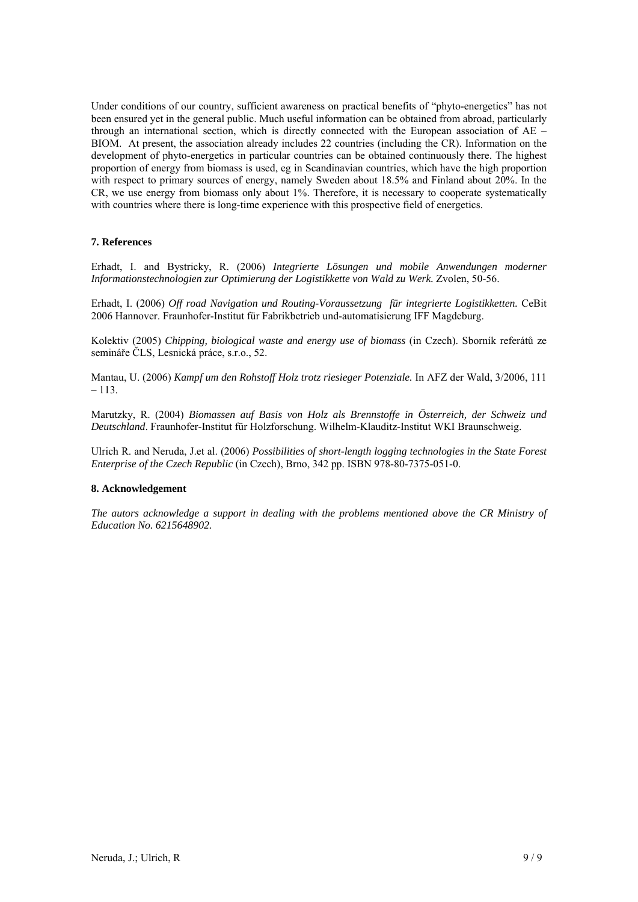Under conditions of our country, sufficient awareness on practical benefits of "phyto-energetics" has not been ensured yet in the general public. Much useful information can be obtained from abroad, particularly through an international section, which is directly connected with the European association of AE – BIOM. At present, the association already includes 22 countries (including the CR). Information on the development of phyto-energetics in particular countries can be obtained continuously there. The highest proportion of energy from biomass is used, eg in Scandinavian countries, which have the high proportion with respect to primary sources of energy, namely Sweden about 18.5% and Finland about 20%. In the CR, we use energy from biomass only about 1%. Therefore, it is necessary to cooperate systematically with countries where there is long-time experience with this prospective field of energetics.

### 7. References

Erhadt, I. and Bystricky, R. (2006) *Integrierte Lösungen und mobile Anwendungen moderner Informationstechnologien zur Optimierung der Logistikkette von Wald zu Werk.* Zvolen, 50-56.

Erhadt, I. (2006) *Off road Navigation und Routing-Voraussetzung für integrierte Logistikketten.* CeBit 2006 Hannover. Fraunhofer-Institut für Fabrikbetrieb und-automatisierung IFF Magdeburg.

Kolektiv (2005) *Chipping, biological waste and energy use of biomass* (in Czech). Sborník referátů ze semináře ČLS, Lesnická práce, s.r.o., 52.

Mantau, U. (2006) *Kampf um den Rohstoff Holz trotz riesieger Potenziale.* In AFZ der Wald, 3/2006, 111 – 113.

Marutzky, R. (2004) *Biomassen auf Basis von Holz als Brennstoffe in Österreich, der Schweiz und Deutschland*. Fraunhofer-Institut für Holzforschung. Wilhelm-Klauditz-Institut WKI Braunschweig.

Ulrich R. and Neruda, J.et al. (2006) *Possibilities of short-length logging technologies in the State Forest Enterprise of the Czech Republic* (in Czech), Brno, 342 pp. ISBN 978-80-7375-051-0.

### 8. Acknowledgement

*The autors acknowledge a support in dealing with the problems mentioned above the CR Ministry of Education No. 6215648902.*